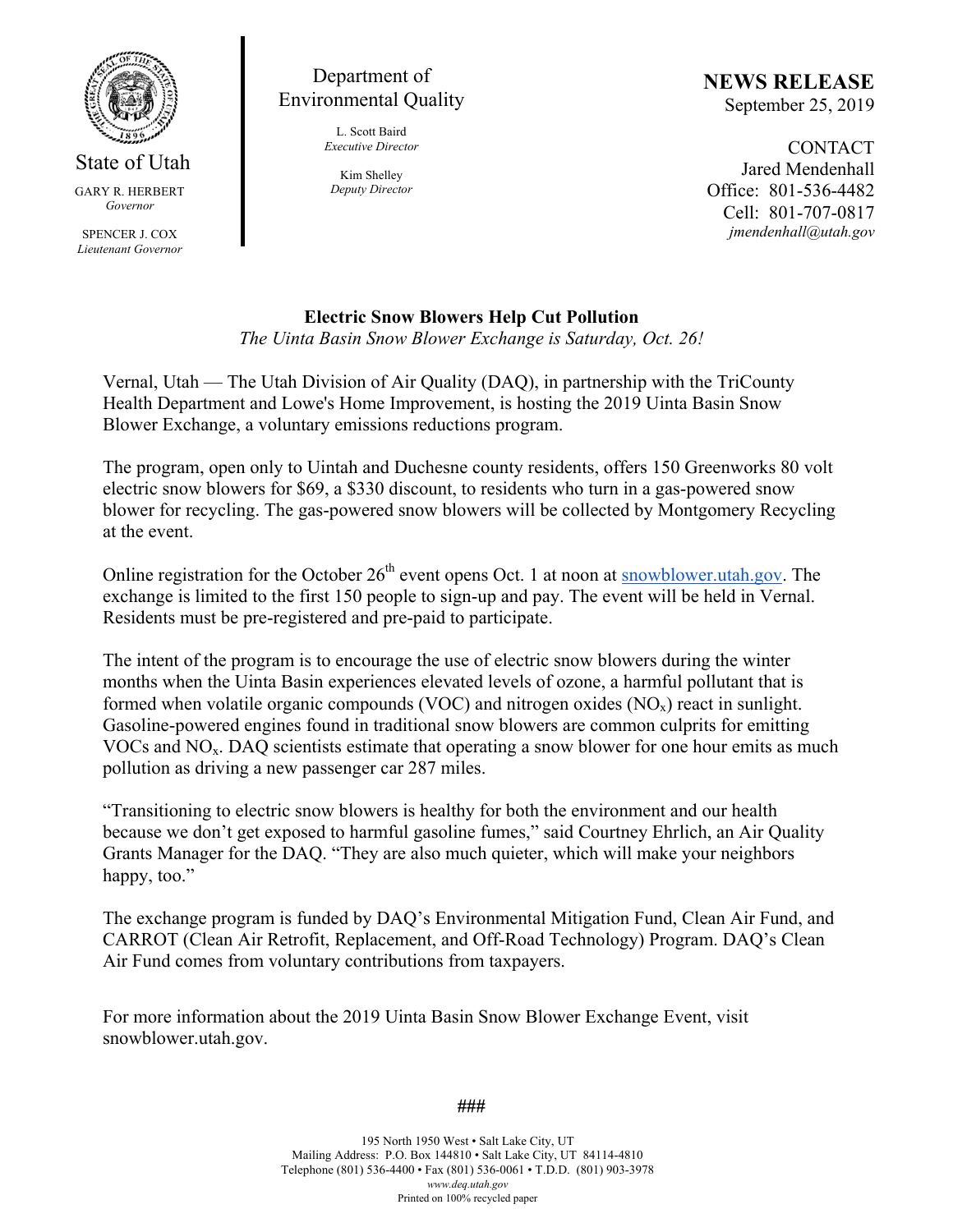State of Utah

GARY R. HERBERT
*Governor*

SPENCER J. COX
*Lieutenant Governor*

Department of Environmental Quality

L. Scott Baird
*Executive Director*

Kim Shelley
*Deputy Director*

**NEWS RELEASE**
September 25, 2019

CONTACT
Jared Mendenhall
Office: 801-536-4482
Cell: 801-707-0817
*jmendenhall@utah.gov*

# Electric Snow Blowers Help Cut Pollution

*The Uinta Basin Snow Blower Exchange is Saturday, Oct. 26!*

Vernal, Utah — The Utah Division of Air Quality (DAQ), in partnership with the TriCounty Health Department and Lowe's Home Improvement, is hosting the 2019 Uinta Basin Snow Blower Exchange, a voluntary emissions reductions program.

The program, open only to Uintah and Duchesne county residents, offers 150 Greenworks 80 volt electric snow blowers for $69, a $330 discount, to residents who turn in a gas-powered snow blower for recycling. The gas-powered snow blowers will be collected by Montgomery Recycling at the event.

Online registration for the October 26th event opens Oct. 1 at noon at [snowblower.utah.gov](snowblower.utah.gov). The exchange is limited to the first 150 people to sign-up and pay. The event will be held in Vernal. Residents must be pre-registered and pre-paid to participate.

The intent of the program is to encourage the use of electric snow blowers during the winter months when the Uinta Basin experiences elevated levels of ozone, a harmful pollutant that is formed when volatile organic compounds (VOC) and nitrogen oxides ($NO_x$) react in sunlight. Gasoline-powered engines found in traditional snow blowers are common culprits for emitting VOCs and $NO_x$. DAQ scientists estimate that operating a snow blower for one hour emits as much pollution as driving a new passenger car 287 miles.

"Transitioning to electric snow blowers is healthy for both the environment and our health because we don't get exposed to harmful gasoline fumes," said Courtney Ehrlich, an Air Quality Grants Manager for the DAQ. "They are also much quieter, which will make your neighbors happy, too."

The exchange program is funded by DAQ's Environmental Mitigation Fund, Clean Air Fund, and CARROT (Clean Air Retrofit, Replacement, and Off-Road Technology) Program. DAQ's Clean Air Fund comes from voluntary contributions from taxpayers.

For more information about the 2019 Uinta Basin Snow Blower Exchange Event, visit snowblower.utah.gov.

###

195 North 1950 West • Salt Lake City, UT
Mailing Address: P.O. Box 144810 • Salt Lake City, UT 84114-4810
Telephone (801) 536-4400 • Fax (801) 536-0061 • T.D.D. (801) 903-3978
*www.deq.utah.gov*
Printed on 100% recycled paper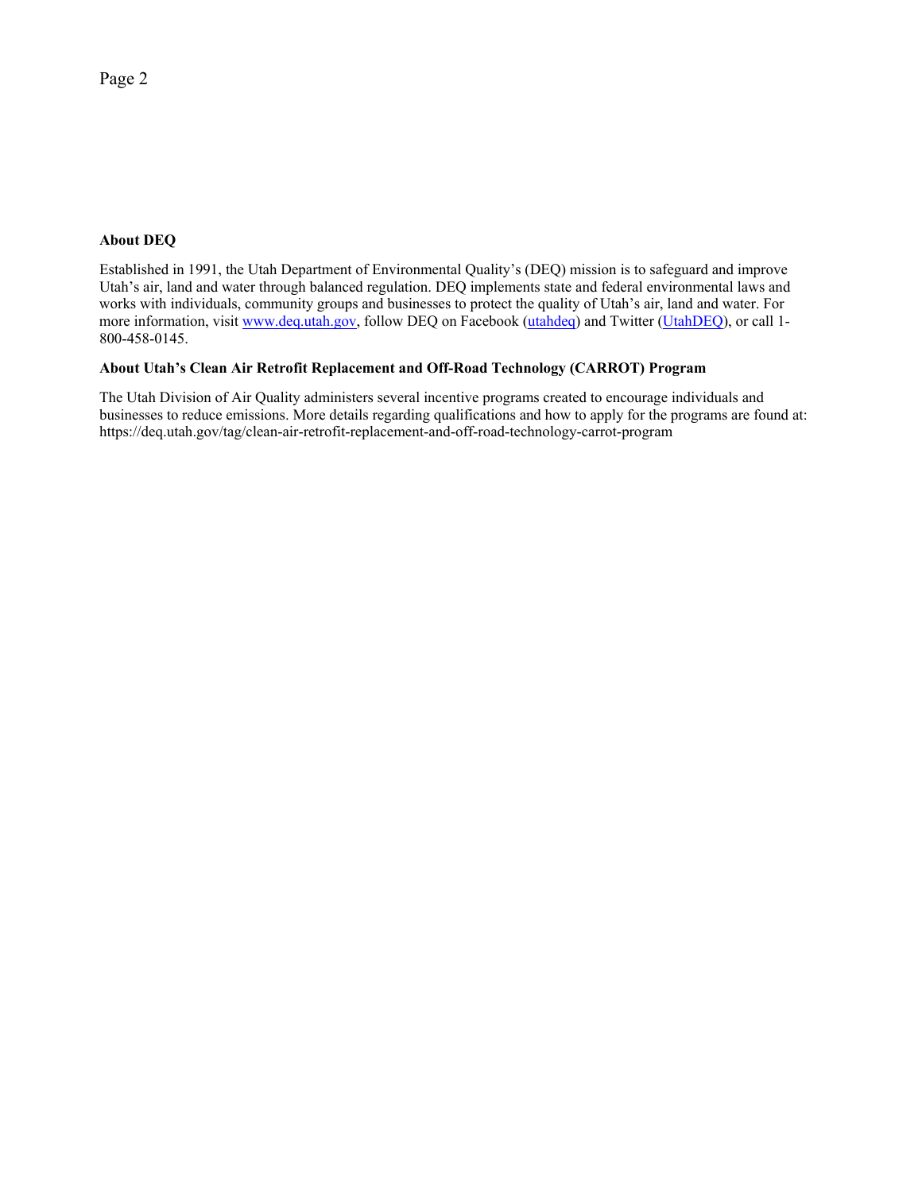**About DEQ**

Established in 1991, the Utah Department of Environmental Quality's (DEQ) mission is to safeguard and improve Utah's air, land and water through balanced regulation. DEQ implements state and federal environmental laws and works with individuals, community groups and businesses to protect the quality of Utah's air, land and water. For more information, visit www.deq.utah.gov, follow DEQ on Facebook (utahdeq) and Twitter (UtahDEQ), or call 1-800-458-0145.

**About Utah's Clean Air Retrofit Replacement and Off-Road Technology (CARROT) Program**

The Utah Division of Air Quality administers several incentive programs created to encourage individuals and businesses to reduce emissions. More details regarding qualifications and how to apply for the programs are found at: https://deq.utah.gov/tag/clean-air-retrofit-replacement-and-off-road-technology-carrot-program